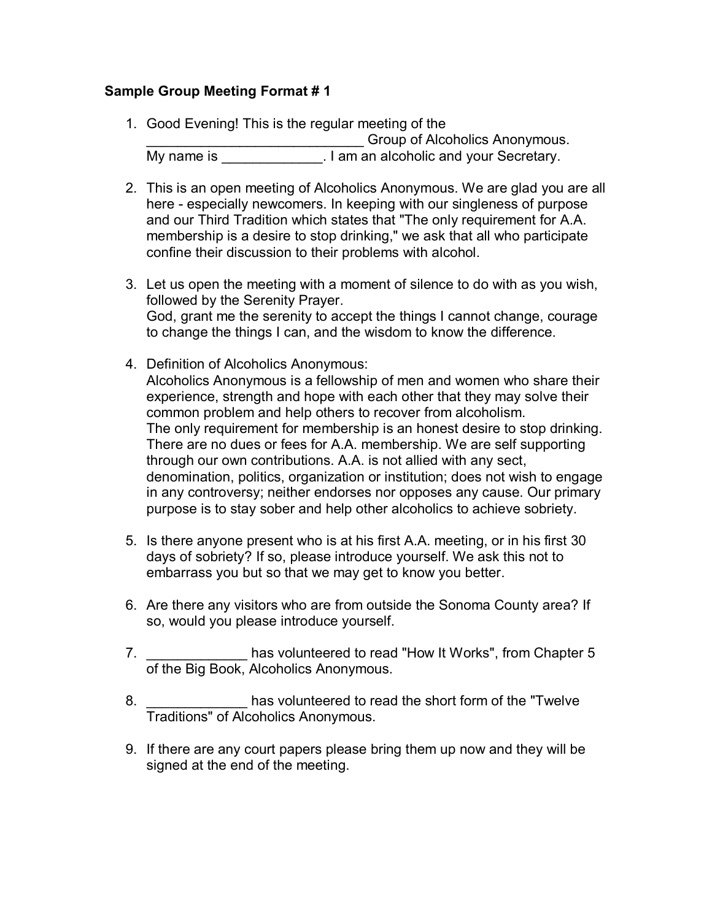**Sample Group Meeting Format # 1**

1. Good Evening! This is the regular meeting of the ____________________________ Group of Alcoholics Anonymous. My name is _____________. I am an alcoholic and your Secretary.

2. This is an open meeting of Alcoholics Anonymous. We are glad you are all here - especially newcomers. In keeping with our singleness of purpose and our Third Tradition which states that "The only requirement for A.A. membership is a desire to stop drinking," we ask that all who participate confine their discussion to their problems with alcohol.

3. Let us open the meeting with a moment of silence to do with as you wish, followed by the Serenity Prayer.
   God, grant me the serenity to accept the things I cannot change, courage to change the things I can, and the wisdom to know the difference.

4. Definition of Alcoholics Anonymous:
   Alcoholics Anonymous is a fellowship of men and women who share their experience, strength and hope with each other that they may solve their common problem and help others to recover from alcoholism.
   The only requirement for membership is an honest desire to stop drinking. There are no dues or fees for A.A. membership. We are self supporting through our own contributions. A.A. is not allied with any sect, denomination, politics, organization or institution; does not wish to engage in any controversy; neither endorses nor opposes any cause. Our primary purpose is to stay sober and help other alcoholics to achieve sobriety.

5. Is there anyone present who is at his first A.A. meeting, or in his first 30 days of sobriety? If so, please introduce yourself. We ask this not to embarrass you but so that we may get to know you better.

6. Are there any visitors who are from outside the Sonoma County area? If so, would you please introduce yourself.

7. _____________ has volunteered to read "How It Works", from Chapter 5 of the Big Book, Alcoholics Anonymous.

8. _____________ has volunteered to read the short form of the "Twelve Traditions" of Alcoholics Anonymous.

9. If there are any court papers please bring them up now and they will be signed at the end of the meeting.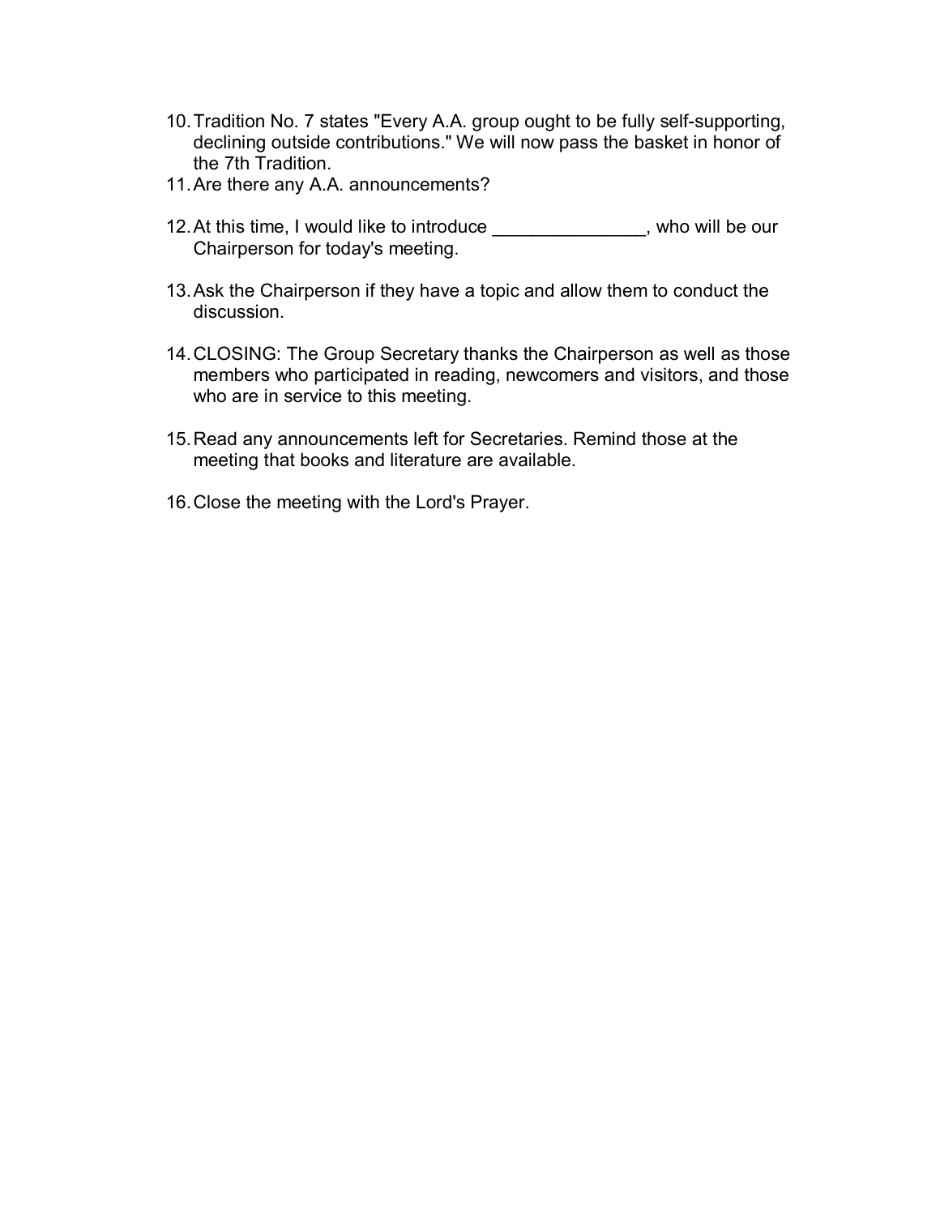10. Tradition No. 7 states "Every A.A. group ought to be fully self-supporting, declining outside contributions." We will now pass the basket in honor of the 7th Tradition.
11. Are there any A.A. announcements?
12. At this time, I would like to introduce _______________, who will be our Chairperson for today's meeting.
13. Ask the Chairperson if they have a topic and allow them to conduct the discussion.
14. CLOSING: The Group Secretary thanks the Chairperson as well as those members who participated in reading, newcomers and visitors, and those who are in service to this meeting.
15. Read any announcements left for Secretaries. Remind those at the meeting that books and literature are available.
16. Close the meeting with the Lord's Prayer.